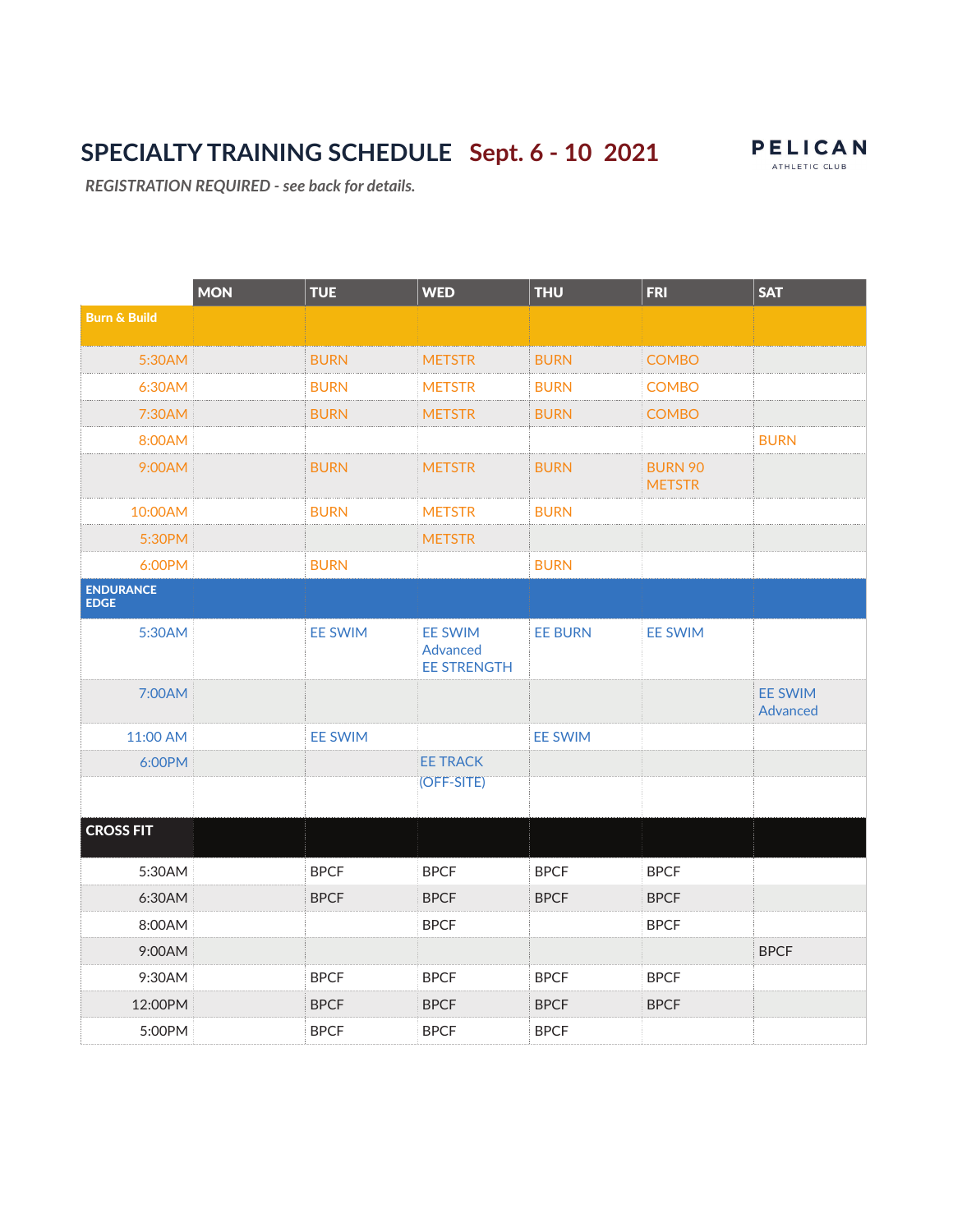# SPECIALTY TRAINING SCHEDULE Sept. 6 - 10 2021

PELICAN ATHLETIC CLUB

*REGISTRATION REQUIRED - see back for details.*

| | MON | TUE | WED | THU | FRI | SAT |
|---|---|---|---|---|---|---|
| **Burn & Build** | | | | | | |
| 5:30AM | | BURN | METSTR | BURN | COMBO | |
| 6:30AM | | BURN | METSTR | BURN | COMBO | |
| 7:30AM | | BURN | METSTR | BURN | COMBO | |
| 8:00AM | | | | | | BURN |
| 9:00AM | | BURN | METSTR | BURN | BURN 90 METSTR | |
| 10:00AM | | BURN | METSTR | BURN | | |
| 5:30PM | | | METSTR | | | |
| 6:00PM | | BURN | | BURN | | |
| **ENDURANCE EDGE** | | | | | | |
| 5:30AM | | EE SWIM | EE SWIM Advanced EE STRENGTH | EE BURN | EE SWIM | |
| 7:00AM | | | | | | EE SWIM Advanced |
| 11:00 AM | | EE SWIM | | EE SWIM | | |
| 6:00PM | | | EE TRACK (OFF-SITE) | | | |
| **CROSS FIT** | | | | | | |
| 5:30AM | | BPCF | BPCF | BPCF | BPCF | |
| 6:30AM | | BPCF | BPCF | BPCF | BPCF | |
| 8:00AM | | | BPCF | | BPCF | |
| 9:00AM | | | | | | BPCF |
| 9:30AM | | BPCF | BPCF | BPCF | BPCF | |
| 12:00PM | | BPCF | BPCF | BPCF | BPCF | |
| 5:00PM | | BPCF | BPCF | BPCF | | |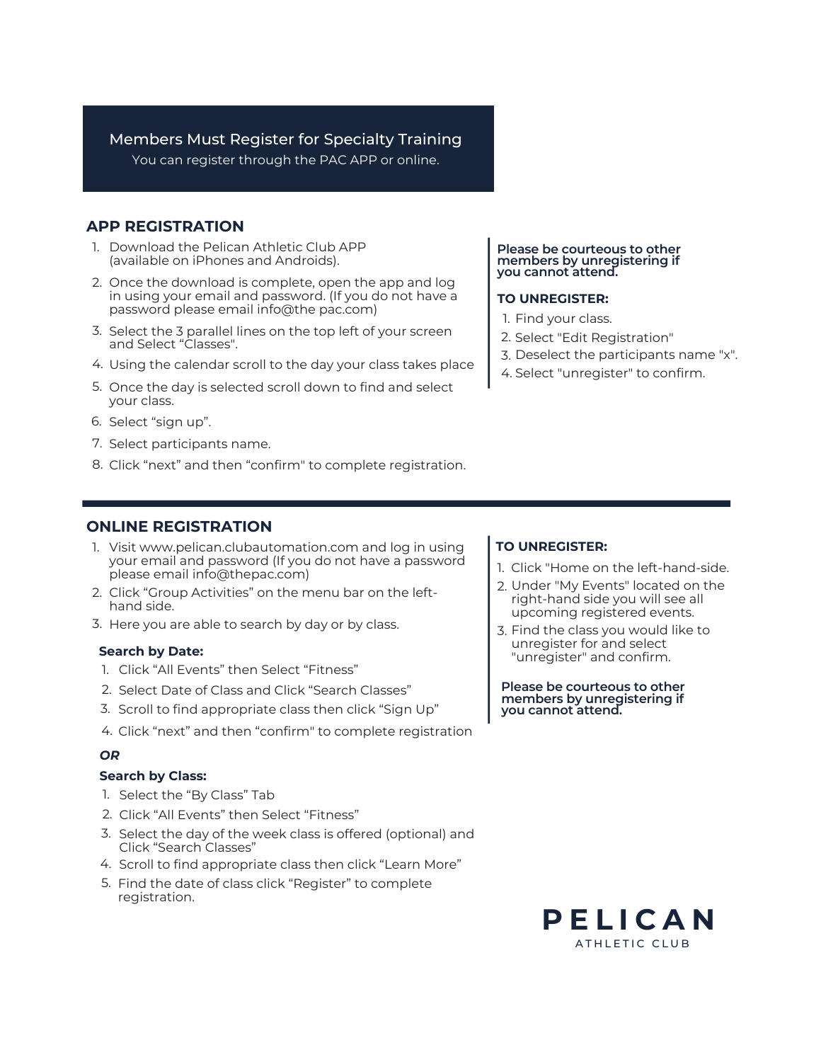## Members Must Register for Specialty Training

You can register through the PAC APP or online.

## APP REGISTRATION

1. Download the Pelican Athletic Club APP (available on iPhones and Androids).
2. Once the download is complete, open the app and log in using your email and password. (If you do not have a password please email info@the pac.com)
3. Select the 3 parallel lines on the top left of your screen and Select "Classes".
4. Using the calendar scroll to the day your class takes place
5. Once the day is selected scroll down to find and select your class.
6. Select "sign up".
7. Select participants name.
8. Click "next" and then "confirm" to complete registration.

**Please be courteous to other members by unregistering if you cannot attend.**

**TO UNREGISTER:**

1. Find your class.
2. Select "Edit Registration"
3. Deselect the participants name "x".
4. Select "unregister" to confirm.

---

## ONLINE REGISTRATION

1. Visit www.pelican.clubautomation.com and log in using your email and password (If you do not have a password please email info@thepac.com)
2. Click "Group Activities" on the menu bar on the left-hand side.
3. Here you are able to search by day or by class.

**Search by Date:**

1. Click "All Events" then Select "Fitness"
2. Select Date of Class and Click "Search Classes"
3. Scroll to find appropriate class then click "Sign Up"
4. Click "next" and then "confirm" to complete registration

***OR***

**Search by Class:**

1. Select the "By Class" Tab
2. Click "All Events" then Select "Fitness"
3. Select the day of the week class is offered (optional) and Click "Search Classes"
4. Scroll to find appropriate class then click "Learn More"
5. Find the date of class click "Register" to complete registration.

**TO UNREGISTER:**

1. Click "Home on the left-hand-side.
2. Under "My Events" located on the right-hand side you will see all upcoming registered events.
3. Find the class you would like to unregister for and select "unregister" and confirm.

**Please be courteous to other members by unregistering if you cannot attend.**

**PELICAN**
ATHLETIC CLUB